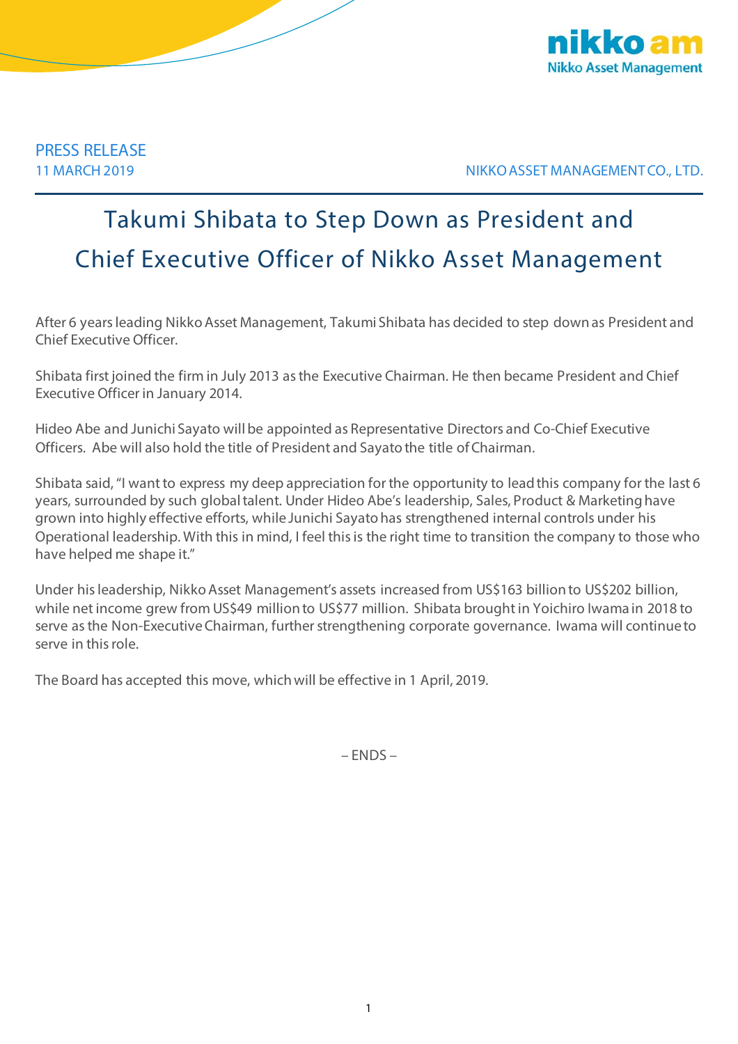PRESS RELEASE

11 MARCH 2019

NIKKO ASSET MANAGEMENT CO., LTD.

# Takumi Shibata to Step Down as President and Chief Executive Officer of Nikko Asset Management

After 6 years leading Nikko Asset Management, Takumi Shibata has decided to step down as President and Chief Executive Officer.

Shibata first joined the firm in July 2013 as the Executive Chairman. He then became President and Chief Executive Officer in January 2014.

Hideo Abe and Junichi Sayato will be appointed as Representative Directors and Co-Chief Executive Officers. Abe will also hold the title of President and Sayato the title of Chairman.

Shibata said, "I want to express my deep appreciation for the opportunity to lead this company for the last 6 years, surrounded by such global talent. Under Hideo Abe's leadership, Sales, Product & Marketing have grown into highly effective efforts, while Junichi Sayato has strengthened internal controls under his Operational leadership. With this in mind, I feel this is the right time to transition the company to those who have helped me shape it."

Under his leadership, Nikko Asset Management's assets increased from US$163 billion to US$202 billion, while net income grew from US$49 million to US$77 million. Shibata brought in Yoichiro Iwama in 2018 to serve as the Non-Executive Chairman, further strengthening corporate governance. Iwama will continue to serve in this role.

The Board has accepted this move, which will be effective in 1 April, 2019.

– ENDS –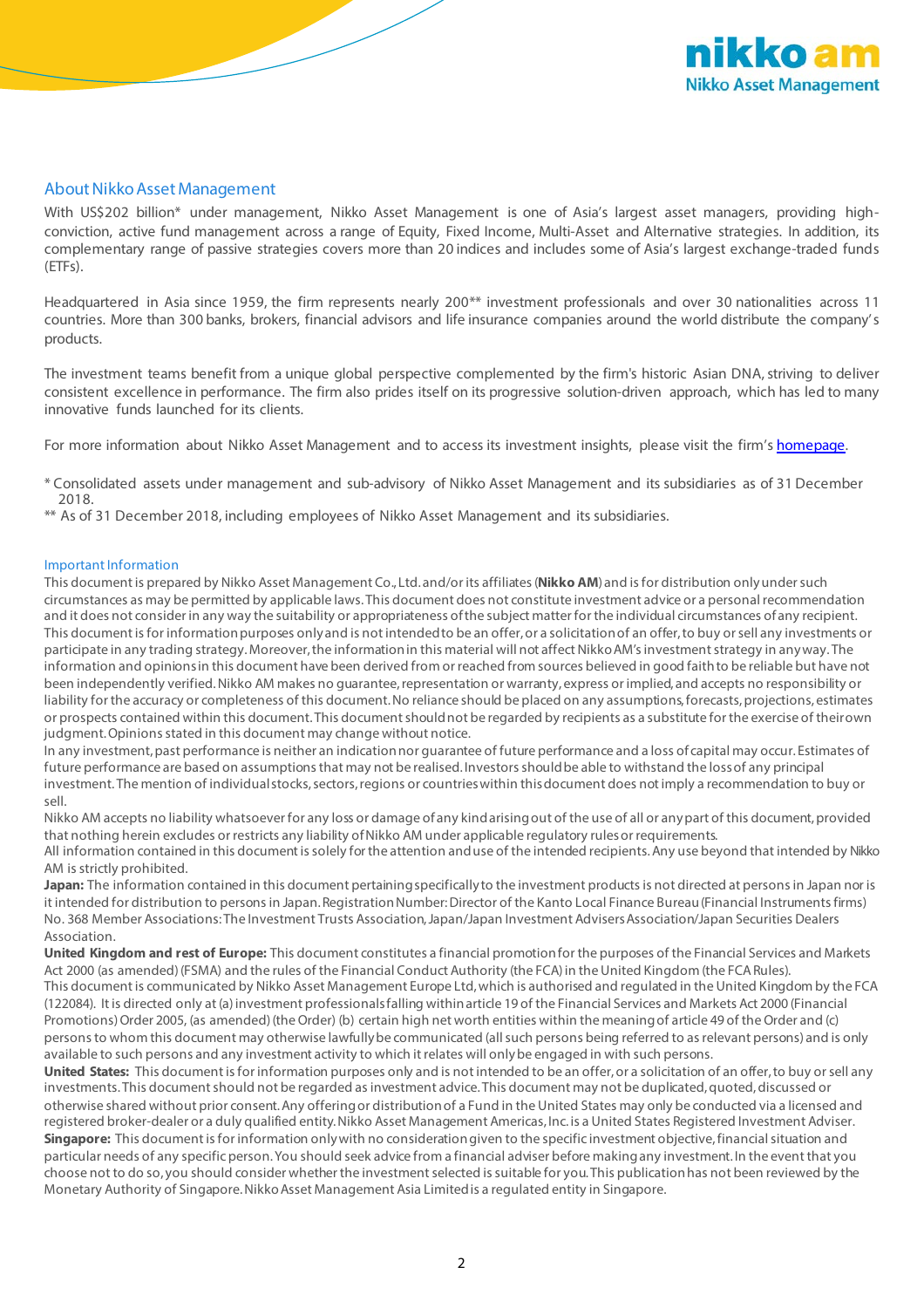## About Nikko Asset Management

With US$202 billion* under management, Nikko Asset Management is one of Asia's largest asset managers, providing high-conviction, active fund management across a range of Equity, Fixed Income, Multi-Asset and Alternative strategies. In addition, its complementary range of passive strategies covers more than 20 indices and includes some of Asia's largest exchange-traded funds (ETFs).

Headquartered in Asia since 1959, the firm represents nearly 200** investment professionals and over 30 nationalities across 11 countries. More than 300 banks, brokers, financial advisors and life insurance companies around the world distribute the company's products.

The investment teams benefit from a unique global perspective complemented by the firm's historic Asian DNA, striving to deliver consistent excellence in performance. The firm also prides itself on its progressive solution-driven approach, which has led to many innovative funds launched for its clients.

For more information about Nikko Asset Management and to access its investment insights, please visit the firm's homepage.

\* Consolidated assets under management and sub-advisory of Nikko Asset Management and its subsidiaries as of 31 December 2018.
** As of 31 December 2018, including employees of Nikko Asset Management and its subsidiaries.

### Important Information

This document is prepared by Nikko Asset Management Co., Ltd. and/or its affiliates (**Nikko AM**) and is for distribution only under such circumstances as may be permitted by applicable laws. This document does not constitute investment advice or a personal recommendation and it does not consider in any way the suitability or appropriateness of the subject matter for the individual circumstances of any recipient.
This document is for information purposes only and is not intended to be an offer, or a solicitation of an offer, to buy or sell any investments or participate in any trading strategy. Moreover, the information in this material will not affect Nikko AM's investment strategy in any way. The information and opinions in this document have been derived from or reached from sources believed in good faith to be reliable but have not been independently verified. Nikko AM makes no guarantee, representation or warranty, express or implied, and accepts no responsibility or liability for the accuracy or completeness of this document. No reliance should be placed on any assumptions, forecasts, projections, estimates or prospects contained within this document. This document should not be regarded by recipients as a substitute for the exercise of their own judgment. Opinions stated in this document may change without notice.
In any investment, past performance is neither an indication nor guarantee of future performance and a loss of capital may occur. Estimates of future performance are based on assumptions that may not be realised. Investors should be able to withstand the loss of any principal investment. The mention of individual stocks, sectors, regions or countries within this document does not imply a recommendation to buy or sell.
Nikko AM accepts no liability whatsoever for any loss or damage of any kind arising out of the use of all or any part of this document, provided that nothing herein excludes or restricts any liability of Nikko AM under applicable regulatory rules or requirements.
All information contained in this document is solely for the attention and use of the intended recipients. Any use beyond that intended by Nikko AM is strictly prohibited.
**Japan:** The information contained in this document pertaining specifically to the investment products is not directed at persons in Japan nor is it intended for distribution to persons in Japan. Registration Number: Director of the Kanto Local Finance Bureau (Financial Instruments firms) No. 368 Member Associations: The Investment Trusts Association, Japan/Japan Investment Advisers Association/Japan Securities Dealers Association.
**United Kingdom and rest of Europe:** This document constitutes a financial promotion for the purposes of the Financial Services and Markets Act 2000 (as amended) (FSMA) and the rules of the Financial Conduct Authority (the FCA) in the United Kingdom (the FCA Rules).
This document is communicated by Nikko Asset Management Europe Ltd, which is authorised and regulated in the United Kingdom by the FCA (122084). It is directed only at (a) investment professionals falling within article 19 of the Financial Services and Markets Act 2000 (Financial Promotions) Order 2005, (as amended) (the Order) (b) certain high net worth entities within the meaning of article 49 of the Order and (c) persons to whom this document may otherwise lawfully be communicated (all such persons being referred to as relevant persons) and is only available to such persons and any investment activity to which it relates will only be engaged in with such persons.
**United States:** This document is for information purposes only and is not intended to be an offer, or a solicitation of an offer, to buy or sell any investments. This document should not be regarded as investment advice. This document may not be duplicated, quoted, discussed or otherwise shared without prior consent. Any offering or distribution of a Fund in the United States may only be conducted via a licensed and registered broker-dealer or a duly qualified entity. Nikko Asset Management Americas, Inc. is a United States Registered Investment Adviser.
**Singapore:** This document is for information only with no consideration given to the specific investment objective, financial situation and particular needs of any specific person. You should seek advice from a financial adviser before making any investment. In the event that you choose not to do so, you should consider whether the investment selected is suitable for you. This publication has not been reviewed by the Monetary Authority of Singapore. Nikko Asset Management Asia Limited is a regulated entity in Singapore.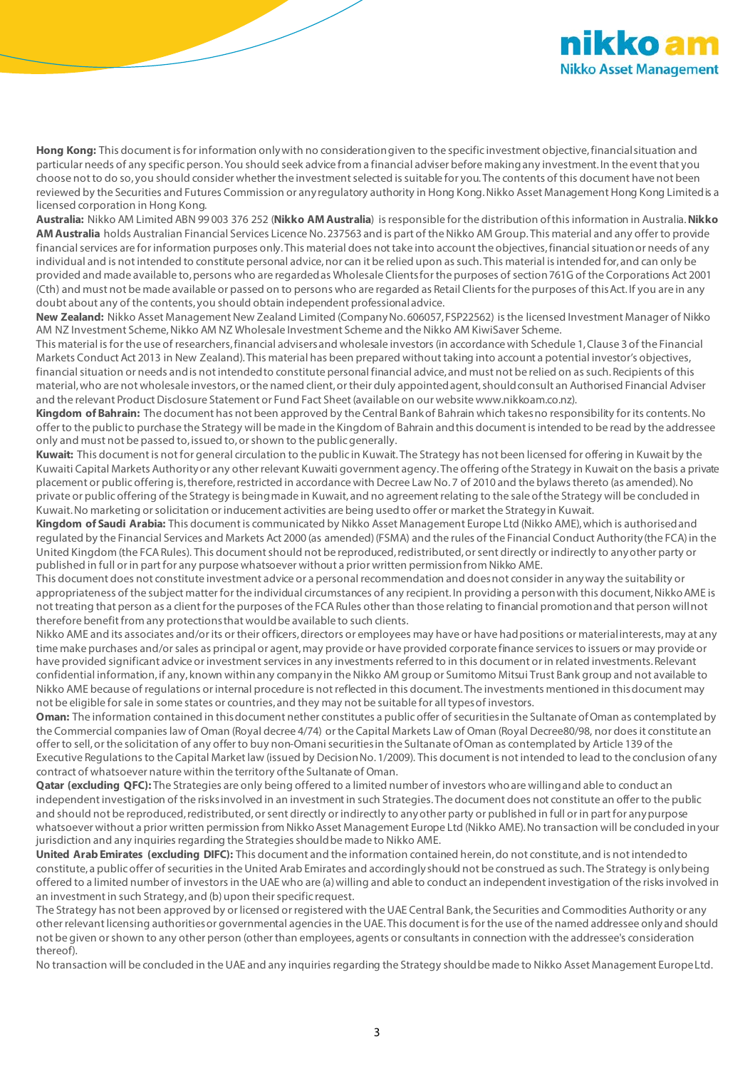**Hong Kong:** This document is for information only with no consideration given to the specific investment objective, financial situation and particular needs of any specific person. You should seek advice from a financial adviser before making any investment. In the event that you choose not to do so, you should consider whether the investment selected is suitable for you. The contents of this document have not been reviewed by the Securities and Futures Commission or any regulatory authority in Hong Kong. Nikko Asset Management Hong Kong Limited is a licensed corporation in Hong Kong.

**Australia:** Nikko AM Limited ABN 99 003 376 252 (**Nikko AM Australia**) is responsible for the distribution of this information in Australia. **Nikko AM Australia** holds Australian Financial Services Licence No. 237563 and is part of the Nikko AM Group. This material and any offer to provide financial services are for information purposes only. This material does not take into account the objectives, financial situation or needs of any individual and is not intended to constitute personal advice, nor can it be relied upon as such. This material is intended for, and can only be provided and made available to, persons who are regarded as Wholesale Clients for the purposes of section 761G of the Corporations Act 2001 (Cth) and must not be made available or passed on to persons who are regarded as Retail Clients for the purposes of this Act. If you are in any doubt about any of the contents, you should obtain independent professional advice.

**New Zealand:** Nikko Asset Management New Zealand Limited (Company No. 606057, FSP22562) is the licensed Investment Manager of Nikko AM NZ Investment Scheme, Nikko AM NZ Wholesale Investment Scheme and the Nikko AM KiwiSaver Scheme.

This material is for the use of researchers, financial advisers and wholesale investors (in accordance with Schedule 1, Clause 3 of the Financial Markets Conduct Act 2013 in New Zealand). This material has been prepared without taking into account a potential investor's objectives, financial situation or needs and is not intended to constitute personal financial advice, and must not be relied on as such. Recipients of this material, who are not wholesale investors, or the named client, or their duly appointed agent, should consult an Authorised Financial Adviser and the relevant Product Disclosure Statement or Fund Fact Sheet (available on our website www.nikkoam.co.nz).

**Kingdom of Bahrain:** The document has not been approved by the Central Bank of Bahrain which takes no responsibility for its contents. No offer to the public to purchase the Strategy will be made in the Kingdom of Bahrain and this document is intended to be read by the addressee only and must not be passed to, issued to, or shown to the public generally.

**Kuwait:** This document is not for general circulation to the public in Kuwait. The Strategy has not been licensed for offering in Kuwait by the Kuwaiti Capital Markets Authority or any other relevant Kuwaiti government agency. The offering of the Strategy in Kuwait on the basis a private placement or public offering is, therefore, restricted in accordance with Decree Law No. 7 of 2010 and the bylaws thereto (as amended). No private or public offering of the Strategy is being made in Kuwait, and no agreement relating to the sale of the Strategy will be concluded in Kuwait. No marketing or solicitation or inducement activities are being used to offer or market the Strategy in Kuwait.

**Kingdom of Saudi Arabia:** This document is communicated by Nikko Asset Management Europe Ltd (Nikko AME), which is authorised and regulated by the Financial Services and Markets Act 2000 (as amended) (FSMA) and the rules of the Financial Conduct Authority (the FCA) in the United Kingdom (the FCA Rules). This document should not be reproduced, redistributed, or sent directly or indirectly to any other party or published in full or in part for any purpose whatsoever without a prior written permission from Nikko AME.

This document does not constitute investment advice or a personal recommendation and does not consider in any way the suitability or appropriateness of the subject matter for the individual circumstances of any recipient. In providing a person with this document, Nikko AME is not treating that person as a client for the purposes of the FCA Rules other than those relating to financial promotion and that person will not therefore benefit from any protections that would be available to such clients.

Nikko AME and its associates and/or its or their officers, directors or employees may have or have had positions or material interests, may at any time make purchases and/or sales as principal or agent, may provide or have provided corporate finance services to issuers or may provide or have provided significant advice or investment services in any investments referred to in this document or in related investments. Relevant confidential information, if any, known within any company in the Nikko AM group or Sumitomo Mitsui Trust Bank group and not available to Nikko AME because of regulations or internal procedure is not reflected in this document. The investments mentioned in this document may not be eligible for sale in some states or countries, and they may not be suitable for all types of investors.

**Oman:** The information contained in this document nether constitutes a public offer of securities in the Sultanate of Oman as contemplated by the Commercial companies law of Oman (Royal decree 4/74) or the Capital Markets Law of Oman (Royal Decree80/98, nor does it constitute an offer to sell, or the solicitation of any offer to buy non-Omani securities in the Sultanate of Oman as contemplated by Article 139 of the Executive Regulations to the Capital Market law (issued by Decision No. 1/2009). This document is not intended to lead to the conclusion of any contract of whatsoever nature within the territory of the Sultanate of Oman.

**Qatar (excluding QFC):** The Strategies are only being offered to a limited number of investors who are willing and able to conduct an independent investigation of the risks involved in an investment in such Strategies. The document does not constitute an offer to the public and should not be reproduced, redistributed, or sent directly or indirectly to any other party or published in full or in part for any purpose whatsoever without a prior written permission from Nikko Asset Management Europe Ltd (Nikko AME). No transaction will be concluded in your jurisdiction and any inquiries regarding the Strategies should be made to Nikko AME.

**United Arab Emirates (excluding DIFC):** This document and the information contained herein, do not constitute, and is not intended to constitute, a public offer of securities in the United Arab Emirates and accordingly should not be construed as such. The Strategy is only being offered to a limited number of investors in the UAE who are (a) willing and able to conduct an independent investigation of the risks involved in an investment in such Strategy, and (b) upon their specific request.

The Strategy has not been approved by or licensed or registered with the UAE Central Bank, the Securities and Commodities Authority or any other relevant licensing authorities or governmental agencies in the UAE. This document is for the use of the named addressee only and should not be given or shown to any other person (other than employees, agents or consultants in connection with the addressee's consideration thereof).

No transaction will be concluded in the UAE and any inquiries regarding the Strategy should be made to Nikko Asset Management Europe Ltd.